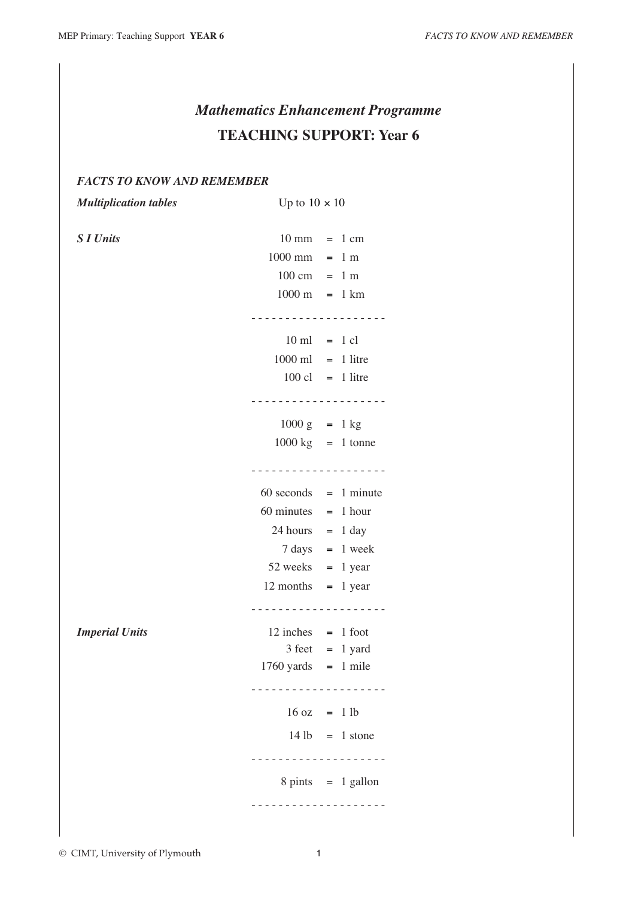# *Mathematics Enhancement Programme*

## TEACHING SUPPORT: Year 6

***FACTS TO KNOW AND REMEMBER***

***Multiplication tables*** Up to $10 \times 10$

***S I Units***

| | | |
|---|---|---|
| 10 mm | = | 1 cm |
| 1000 mm | = | 1 m |
| 100 cm | = | 1 m |
| 1000 m | = | 1 km |

\- - - - - - - - - - - - - - - - - - - -

| | | |
|---|---|---|
| 10 ml | = | 1 cl |
| 1000 ml | = | 1 litre |
| 100 cl | = | 1 litre |

\- - - - - - - - - - - - - - - - - - - -

| | | |
|---|---|---|
| 1000 g | = | 1 kg |
| 1000 kg | = | 1 tonne |

\- - - - - - - - - - - - - - - - - - - -

| | | |
|---|---|---|
| 60 seconds | = | 1 minute |
| 60 minutes | = | 1 hour |
| 24 hours | = | 1 day |
| 7 days | = | 1 week |
| 52 weeks | = | 1 year |
| 12 months | = | 1 year |

\- - - - - - - - - - - - - - - - - - - -

***Imperial Units***

| | | |
|---|---|---|
| 12 inches | = | 1 foot |
| 3 feet | = | 1 yard |
| 1760 yards | = | 1 mile |

\- - - - - - - - - - - - - - - - - - - -

| | | |
|---|---|---|
| 16 oz | = | 1 lb |
| 14 lb | = | 1 stone |

\- - - - - - - - - - - - - - - - - - - -

| | | |
|---|---|---|
| 8 pints | = | 1 gallon |

\- - - - - - - - - - - - - - - - - - - -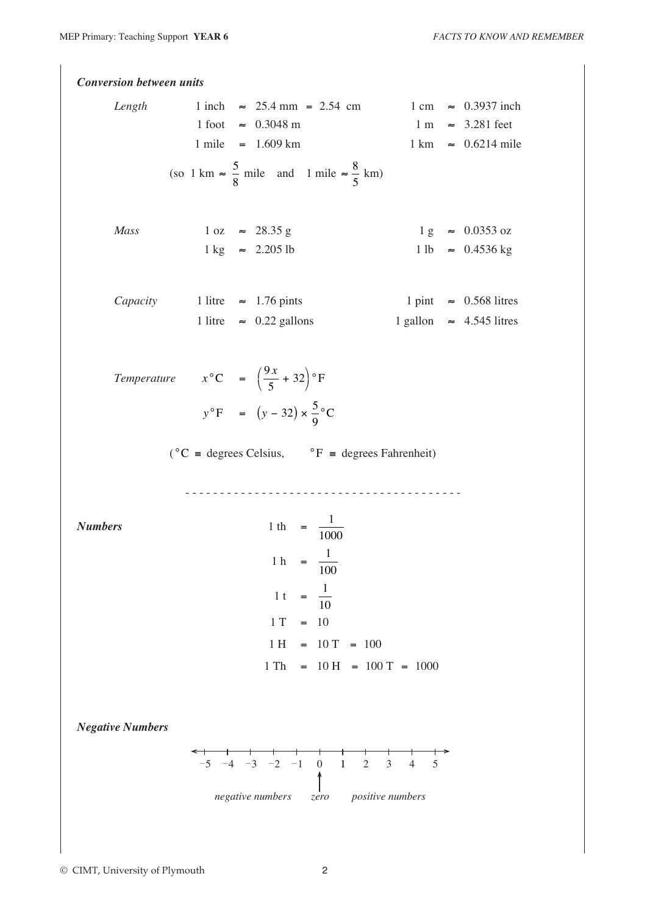***Conversion between units***

*Length*

| | |
|---|---|
| 1 inch $\approx$ 25.4 mm = 2.54 cm | 1 cm $\approx$ 0.3937 inch |
| 1 foot $\approx$ 0.3048 m | 1 m $\approx$ 3.281 feet |
| 1 mile = 1.609 km | 1 km $\approx$ 0.6214 mile |

(so 1 km $\approx \frac{5}{8}$ mile and 1 mile $\approx \frac{8}{5}$ km)

*Mass*

| | |
|---|---|
| 1 oz $\approx$ 28.35 g | 1 g $\approx$ 0.0353 oz |
| 1 kg $\approx$ 2.205 lb | 1 lb $\approx$ 0.4536 kg |

*Capacity*

| | |
|---|---|
| 1 litre $\approx$ 1.76 pints | 1 pint $\approx$ 0.568 litres |
| 1 litre $\approx$ 0.22 gallons | 1 gallon $\approx$ 4.545 litres |

*Temperature*

$$x\,^\circ\text{C} = \left(\frac{9x}{5} + 32\right)^\circ\text{F}$$

$$y\,^\circ\text{F} = \left(y - 32\right) \times \frac{5}{9}\,^\circ\text{C}$$

($^\circ$C $\equiv$ degrees Celsius, $^\circ$F $\equiv$ degrees Fahrenheit)

---

***Numbers***

$$1 \text{ th} = \frac{1}{1000}$$

$$1 \text{ h} = \frac{1}{100}$$

$$1 \text{ t} = \frac{1}{10}$$

$$1 \text{ T} = 10$$

$$1 \text{ H} = 10 \text{ T} = 100$$

$$1 \text{ Th} = 10 \text{ H} = 100 \text{ T} = 1000$$

***Negative Numbers***

−5 −4 −3 −2 −1 0 1 2 3 4 5

*negative numbers* *zero* *positive numbers*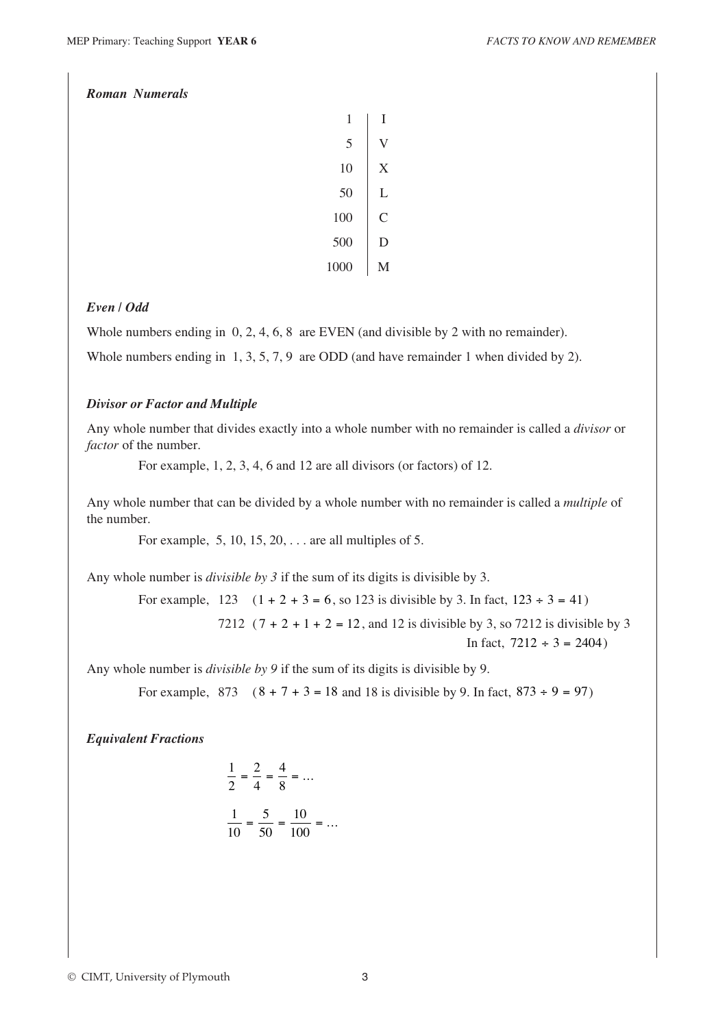### *Roman Numerals*

| | |
|---|---|
| 1 | I |
| 5 | V |
| 10 | X |
| 50 | L |
| 100 | C |
| 500 | D |
| 1000 | M |

### *Even / Odd*

Whole numbers ending in 0, 2, 4, 6, 8 are EVEN (and divisible by 2 with no remainder).

Whole numbers ending in 1, 3, 5, 7, 9 are ODD (and have remainder 1 when divided by 2).

### *Divisor or Factor and Multiple*

Any whole number that divides exactly into a whole number with no remainder is called a *divisor* or *factor* of the number.

For example, 1, 2, 3, 4, 6 and 12 are all divisors (or factors) of 12.

Any whole number that can be divided by a whole number with no remainder is called a *multiple* of the number.

For example, 5, 10, 15, 20, . . . are all multiples of 5.

Any whole number is *divisible by 3* if the sum of its digits is divisible by 3.

For example, 123 ($1 + 2 + 3 = 6$, so 123 is divisible by 3. In fact, $123 \div 3 = 41$)

7212 ($7 + 2 + 1 + 2 = 12$, and 12 is divisible by 3, so 7212 is divisible by 3 In fact, $7212 \div 3 = 2404$)

Any whole number is *divisible by 9* if the sum of its digits is divisible by 9.

For example, 873 ($8 + 7 + 3 = 18$ and 18 is divisible by 9. In fact, $873 \div 9 = 97$)

### *Equivalent Fractions*

$$\frac{1}{2} = \frac{2}{4} = \frac{4}{8} = \ldots$$

$$\frac{1}{10} = \frac{5}{50} = \frac{10}{100} = \ldots$$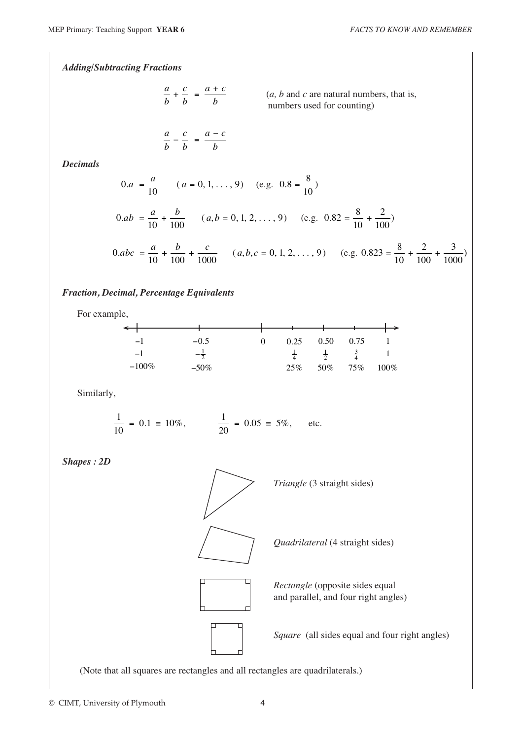***Adding/Subtracting Fractions***

$$\frac{a}{b} + \frac{c}{b} = \frac{a+c}{b}$$

($a$, $b$ and $c$ are natural numbers, that is, numbers used for counting)

$$\frac{a}{b} - \frac{c}{b} = \frac{a-c}{b}$$

***Decimals***

$$0.a = \frac{a}{10} \qquad (a = 0, 1, \ldots, 9) \qquad (\text{e.g. } 0.8 = \frac{8}{10})$$

$$0.ab = \frac{a}{10} + \frac{b}{100} \qquad (a, b = 0, 1, 2, \ldots, 9) \qquad (\text{e.g. } 0.82 = \frac{8}{10} + \frac{2}{100})$$

$$0.abc = \frac{a}{10} + \frac{b}{100} + \frac{c}{1000} \qquad (a, b, c = 0, 1, 2, \ldots, 9) \qquad (\text{e.g. } 0.823 = \frac{8}{10} + \frac{2}{100} + \frac{3}{1000})$$

***Fraction, Decimal, Percentage Equivalents***

For example,

| $-1$ | $-0.5$ | 0 | 0.25 | 0.50 | 0.75 | 1 |
|---|---|---|---|---|---|---|
| $-1$ | $-\frac{1}{2}$ | | $\frac{1}{4}$ | $\frac{1}{2}$ | $\frac{3}{4}$ | 1 |
| $-100\%$ | $-50\%$ | | 25% | 50% | 75% | 100% |

Similarly,

$$\frac{1}{10} = 0.1 \equiv 10\%, \qquad \frac{1}{20} = 0.05 \equiv 5\%, \qquad \text{etc.}$$

***Shapes : 2D***

*Triangle* (3 straight sides)

*Quadrilateral* (4 straight sides)

*Rectangle* (opposite sides equal and parallel, and four right angles)

*Square* (all sides equal and four right angles)

(Note that all squares are rectangles and all rectangles are quadrilaterals.)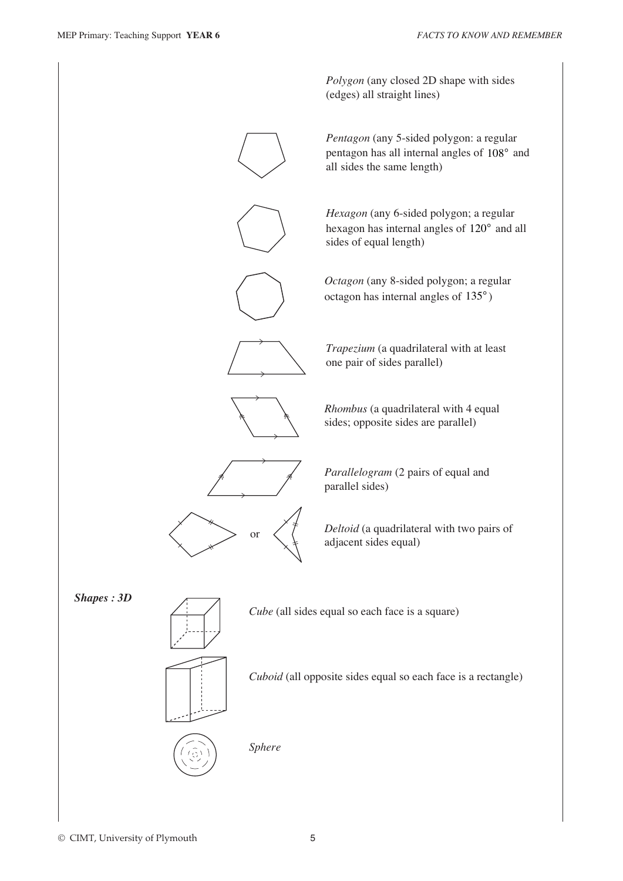*Polygon* (any closed 2D shape with sides (edges) all straight lines)

*Pentagon* (any 5-sided polygon: a regular pentagon has all internal angles of $108°$ and all sides the same length)

*Hexagon* (any 6-sided polygon; a regular hexagon has internal angles of $120°$ and all sides of equal length)

*Octagon* (any 8-sided polygon; a regular octagon has internal angles of $135°$)

*Trapezium* (a quadrilateral with at least one pair of sides parallel)

*Rhombus* (a quadrilateral with 4 equal sides; opposite sides are parallel)

*Parallelogram* (2 pairs of equal and parallel sides)

or

*Deltoid* (a quadrilateral with two pairs of adjacent sides equal)

***Shapes : 3D***

*Cube* (all sides equal so each face is a square)

*Cuboid* (all opposite sides equal so each face is a rectangle)

*Sphere*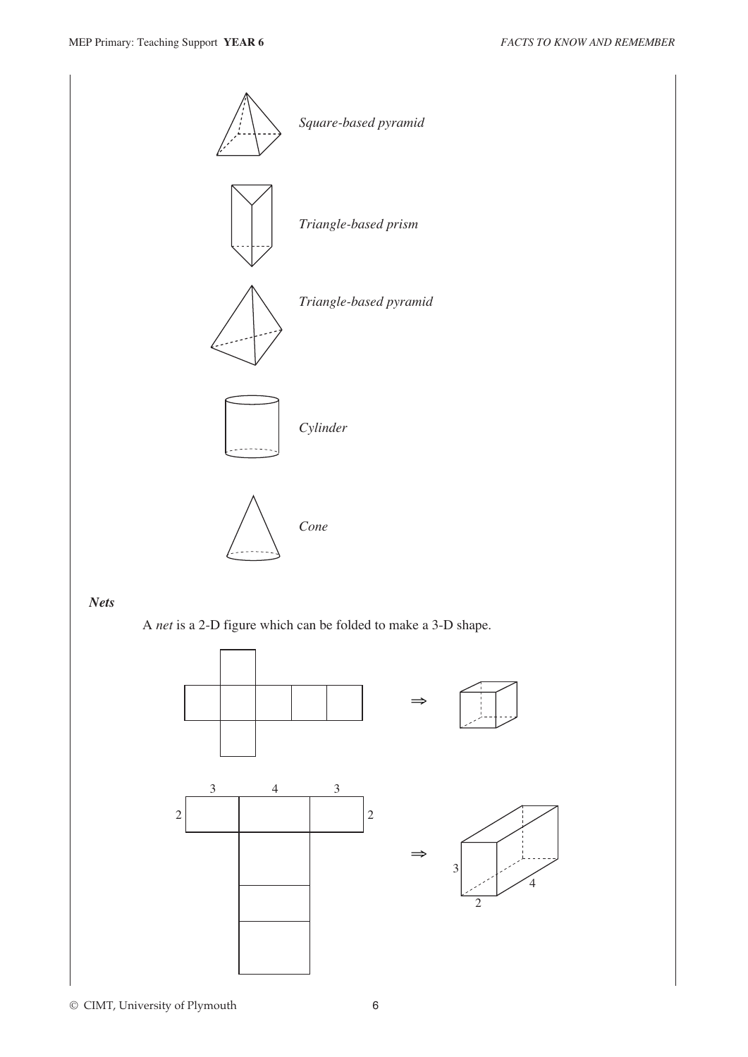*Square-based pyramid*

*Triangle-based prism*

*Triangle-based pyramid*

*Cylinder*

*Cone*

### *Nets*

A *net* is a 2-D figure which can be folded to make a 3-D shape.

$\Rightarrow$

3 4 3

2 2

$\Rightarrow$

3

4

2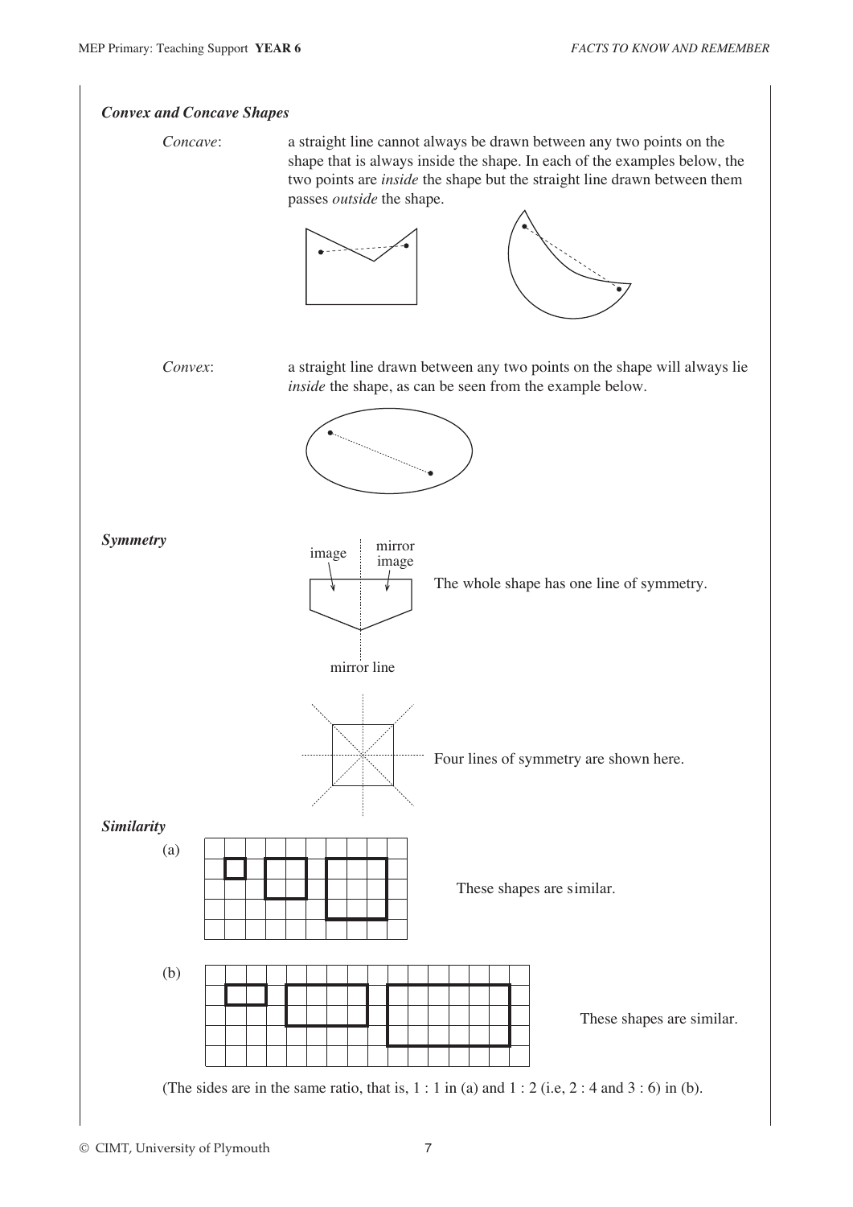### *Convex and Concave Shapes*

*Concave*: a straight line cannot always be drawn between any two points on the shape that is always inside the shape. In each of the examples below, the two points are *inside* the shape but the straight line drawn between them passes *outside* the shape.

*Convex*: a straight line drawn between any two points on the shape will always lie *inside* the shape, as can be seen from the example below.

### *Symmetry*

image | mirror image

mirror line

The whole shape has one line of symmetry.

Four lines of symmetry are shown here.

### *Similarity*

(a) These shapes are similar.

(b) These shapes are similar.

(The sides are in the same ratio, that is, 1 : 1 in (a) and 1 : 2 (i.e, 2 : 4 and 3 : 6) in (b).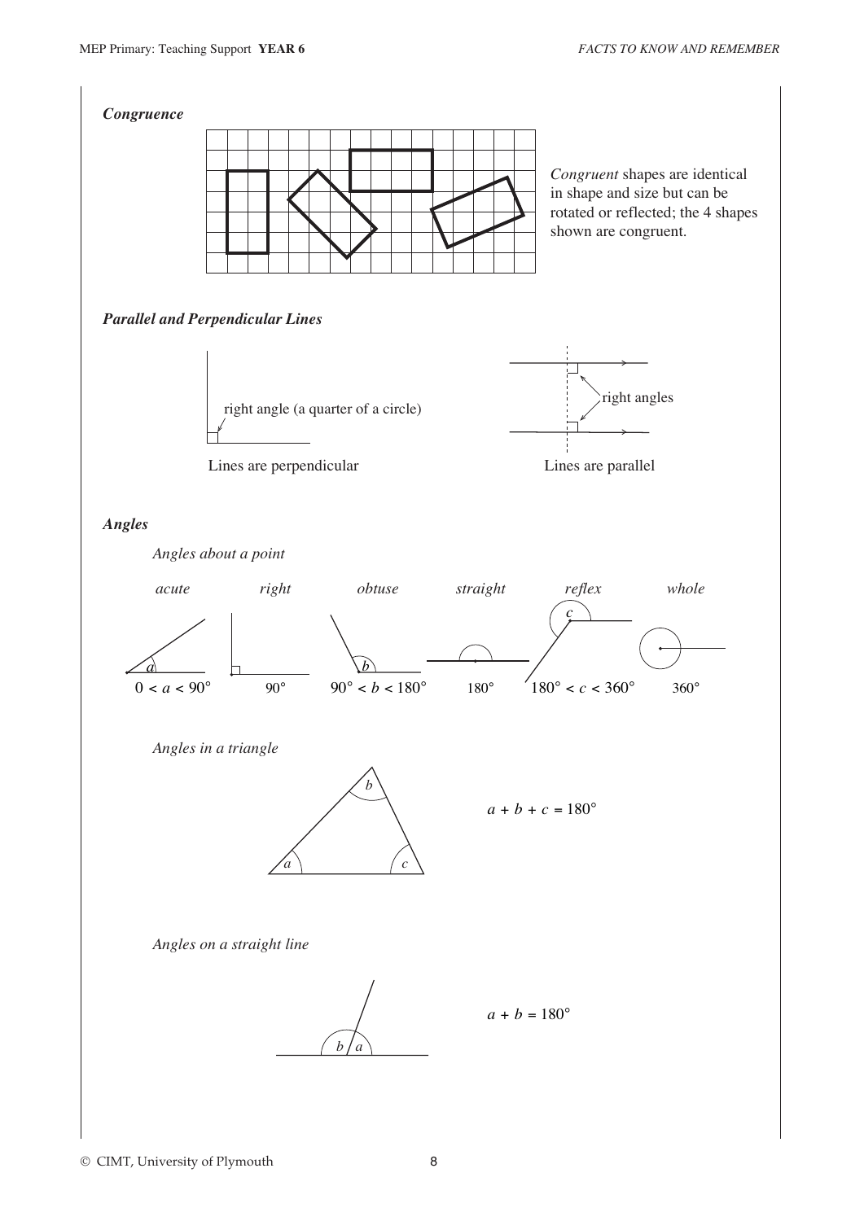### *Congruence*

*Congruent* shapes are identical in shape and size but can be rotated or reflected; the 4 shapes shown are congruent.

### *Parallel and Perpendicular Lines*

right angle (a quarter of a circle)

Lines are perpendicular

right angles

Lines are parallel

### *Angles*

*Angles about a point*

| *acute* | *right* | *obtuse* | *straight* | *reflex* | *whole* |
|---|---|---|---|---|---|
| $0 < a < 90°$ | $90°$ | $90° < b < 180°$ | $180°$ | $180° < c < 360°$ | $360°$ |

*Angles in a triangle*

$$a + b + c = 180°$$

*Angles on a straight line*

$$a + b = 180°$$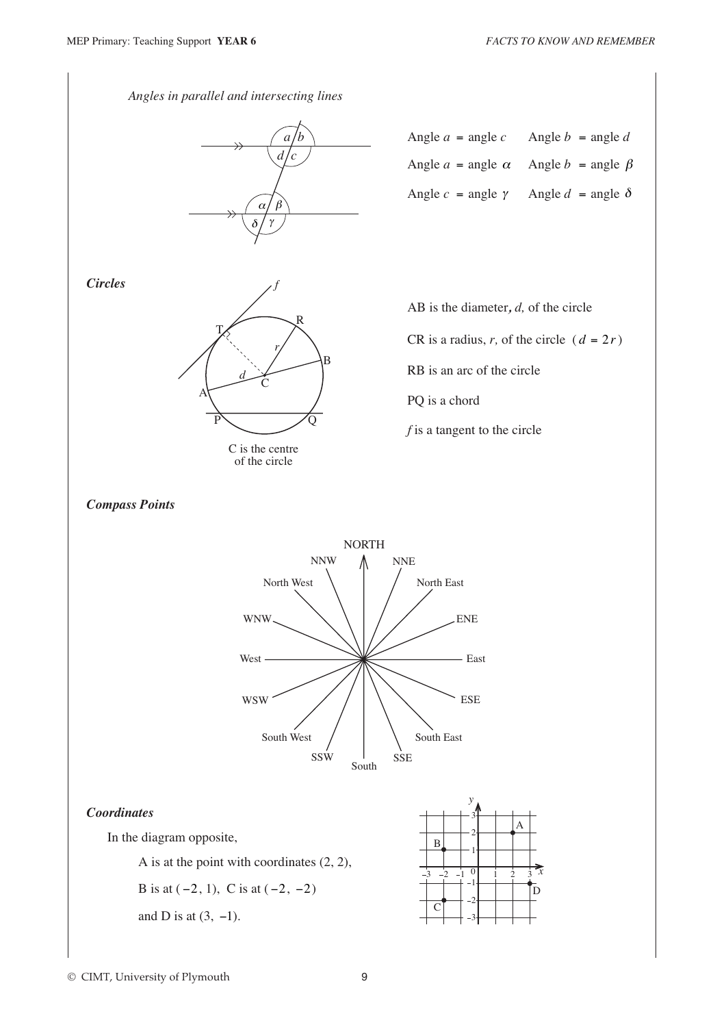*Angles in parallel and intersecting lines*

Angle $a$ = angle $c$ Angle $b$ = angle $d$

Angle $a$ = angle $\alpha$ Angle $b$ = angle $\beta$

Angle $c$ = angle $\gamma$ Angle $d$ = angle $\delta$

***Circles***

C is the centre of the circle

AB is the diameter, $d$, of the circle

CR is a radius, $r$, of the circle ($d = 2r$)

RB is an arc of the circle

PQ is a chord

$f$ is a tangent to the circle

***Compass Points***

NORTH, NNE, North East, ENE, East, ESE, South East, SSE, South, SSW, South West, WSW, West, WNW, North West, NNW

***Coordinates***

In the diagram opposite,

A is at the point with coordinates (2, 2),

B is at (−2, 1), C is at (−2, −2)

and D is at (3, −1).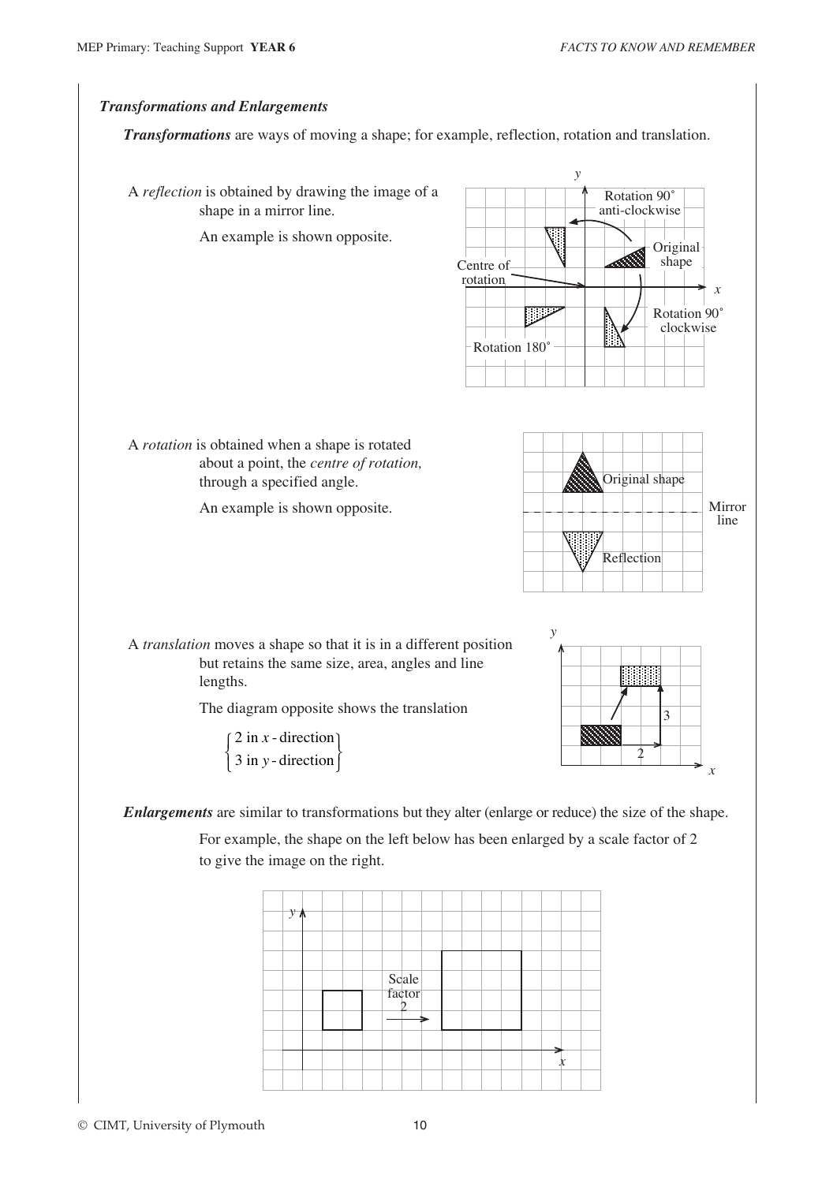### *Transformations and Enlargements*

***Transformations*** are ways of moving a shape; for example, reflection, rotation and translation.

A *reflection* is obtained by drawing the image of a shape in a mirror line.

An example is shown opposite.

A *rotation* is obtained when a shape is rotated about a point, the *centre of rotation,* through a specified angle.

An example is shown opposite.

A *translation* moves a shape so that it is in a different position but retains the same size, area, angles and line lengths.

The diagram opposite shows the translation

$$\begin{Bmatrix} 2 \text{ in } x\text{-direction} \\ 3 \text{ in } y\text{-direction} \end{Bmatrix}$$

***Enlargements*** are similar to transformations but they alter (enlarge or reduce) the size of the shape.

For example, the shape on the left below has been enlarged by a scale factor of 2 to give the image on the right.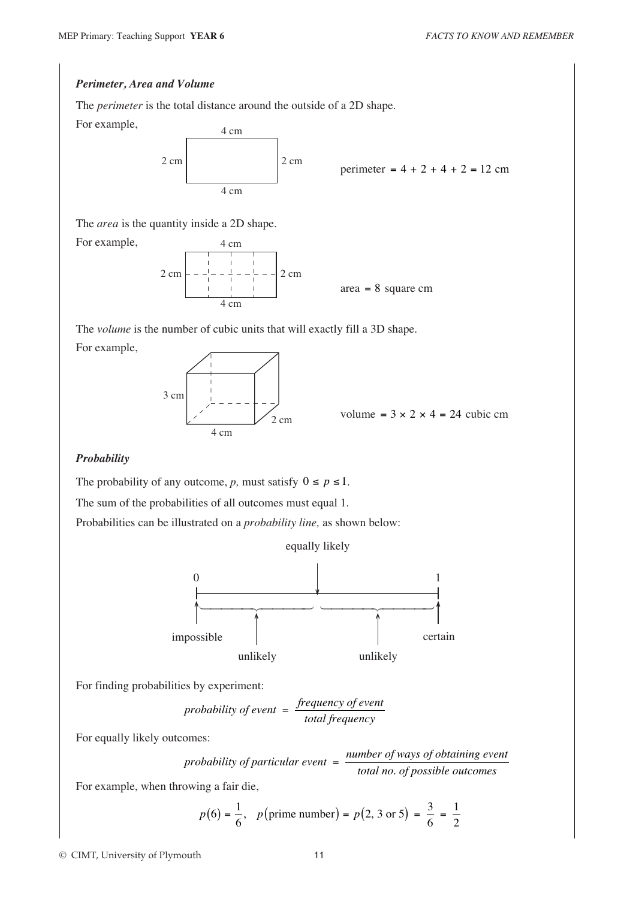### *Perimeter, Area and Volume*

The *perimeter* is the total distance around the outside of a 2D shape.

For example,

4 cm

2 cm 2 cm

4 cm

perimeter $= 4 + 2 + 4 + 2 = 12$ cm

The *area* is the quantity inside a 2D shape.

For example,

4 cm

2 cm 2 cm

4 cm

area $= 8$ square cm

The *volume* is the number of cubic units that will exactly fill a 3D shape.

For example,

3 cm

2 cm

4 cm

volume $= 3 \times 2 \times 4 = 24$ cubic cm

### *Probability*

The probability of any outcome, $p$, must satisfy $0 \le p \le 1$.

The sum of the probabilities of all outcomes must equal 1.

Probabilities can be illustrated on a *probability line*, as shown below:

equally likely

0 1

impossible certain

unlikely unlikely

For finding probabilities by experiment:

$$\textit{probability of event} = \frac{\textit{frequency of event}}{\textit{total frequency}}$$

For equally likely outcomes:

$$\textit{probability of particular event} = \frac{\textit{number of ways of obtaining event}}{\textit{total no. of possible outcomes}}$$

For example, when throwing a fair die,

$$p(6) = \frac{1}{6}, \quad p(\text{prime number}) = p(2, 3 \text{ or } 5) = \frac{3}{6} = \frac{1}{2}$$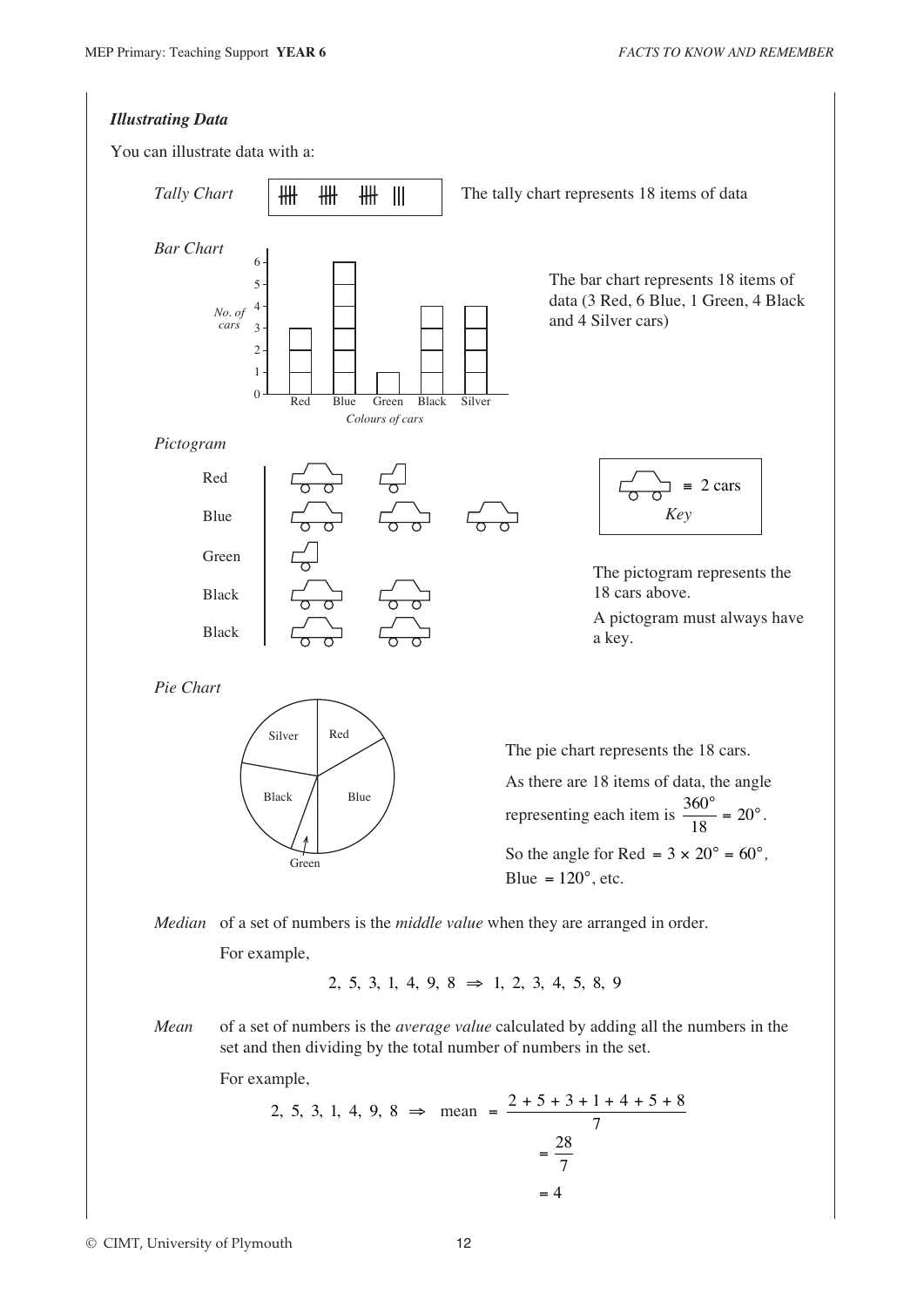### *Illustrating Data*

You can illustrate data with a:

*Tally Chart*

卌 卌 卌 |||

The tally chart represents 18 items of data

*Bar Chart*

The bar chart represents 18 items of data (3 Red, 6 Blue, 1 Green, 4 Black and 4 Silver cars)

*Pictogram*

The pictogram represents the 18 cars above.

A pictogram must always have a key.

*Pie Chart*

The pie chart represents the 18 cars.

As there are 18 items of data, the angle representing each item is $\dfrac{360°}{18} = 20°$.

So the angle for Red $= 3 \times 20° = 60°$, Blue $= 120°$, etc.

*Median* of a set of numbers is the *middle value* when they are arranged in order.

For example,

$$2,\ 5,\ 3,\ 1,\ 4,\ 9,\ 8 \ \Rightarrow\ 1,\ 2,\ 3,\ 4,\ 5,\ 8,\ 9$$

*Mean* of a set of numbers is the *average value* calculated by adding all the numbers in the set and then dividing by the total number of numbers in the set.

For example,

$$2,\ 5,\ 3,\ 1,\ 4,\ 9,\ 8 \ \Rightarrow\ \text{mean} = \frac{2+5+3+1+4+5+8}{7}$$

$$= \frac{28}{7}$$

$$= 4$$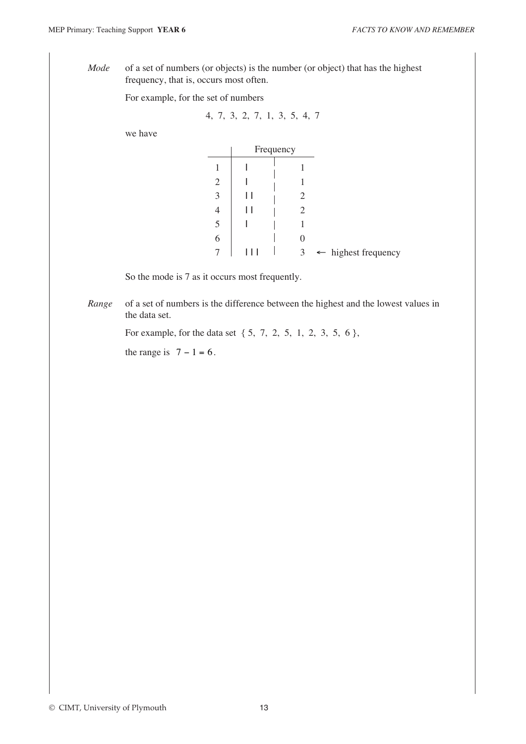*Mode* of a set of numbers (or objects) is the number (or object) that has the highest frequency, that is, occurs most often.

For example, for the set of numbers

$$4,\ 7,\ 3,\ 2,\ 7,\ 1,\ 3,\ 5,\ 4,\ 7$$

we have

| | Frequency | | |
|---|---|---|---|
| 1 | I | 1 | |
| 2 | I | 1 | |
| 3 | II | 2 | |
| 4 | II | 2 | |
| 5 | I | 1 | |
| 6 | | 0 | |
| 7 | III | 3 | ← highest frequency |

So the mode is 7 as it occurs most frequently.

*Range* of a set of numbers is the difference between the highest and the lowest values in the data set.

For example, for the data set $\{5, 7, 2, 5, 1, 2, 3, 5, 6\}$,

the range is $7 - 1 = 6$.